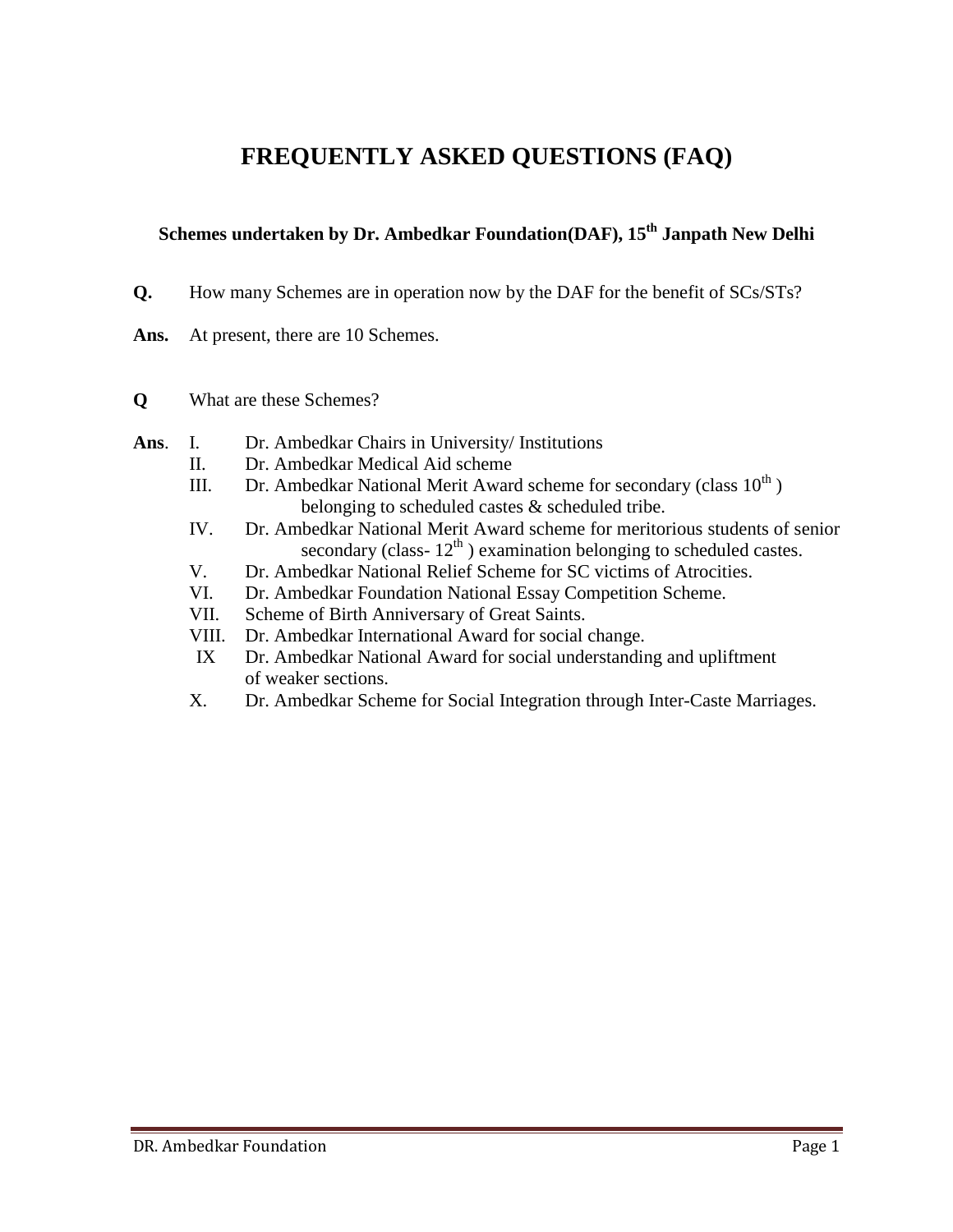# FREQUENTLY ASKED QUESTIONS (FAQ)

### Schemes undertaken by Dr. Ambedkar Foundation(DAF), 15th Janpath New Delhi

**Q.** How many Schemes are in operation now by the DAF for the benefit of SCs/STs?

**Ans.** At present, there are 10 Schemes.

**Q** What are these Schemes?

**Ans**.

I. Dr. Ambedkar Chairs in University/ Institutions
II. Dr. Ambedkar Medical Aid scheme
III. Dr. Ambedkar National Merit Award scheme for secondary (class 10th ) belonging to scheduled castes & scheduled tribe.
IV. Dr. Ambedkar National Merit Award scheme for meritorious students of senior secondary (class- 12th ) examination belonging to scheduled castes.
V. Dr. Ambedkar National Relief Scheme for SC victims of Atrocities.
VI. Dr. Ambedkar Foundation National Essay Competition Scheme.
VII. Scheme of Birth Anniversary of Great Saints.
VIII. Dr. Ambedkar International Award for social change.
IX Dr. Ambedkar National Award for social understanding and upliftment of weaker sections.
X. Dr. Ambedkar Scheme for Social Integration through Inter-Caste Marriages.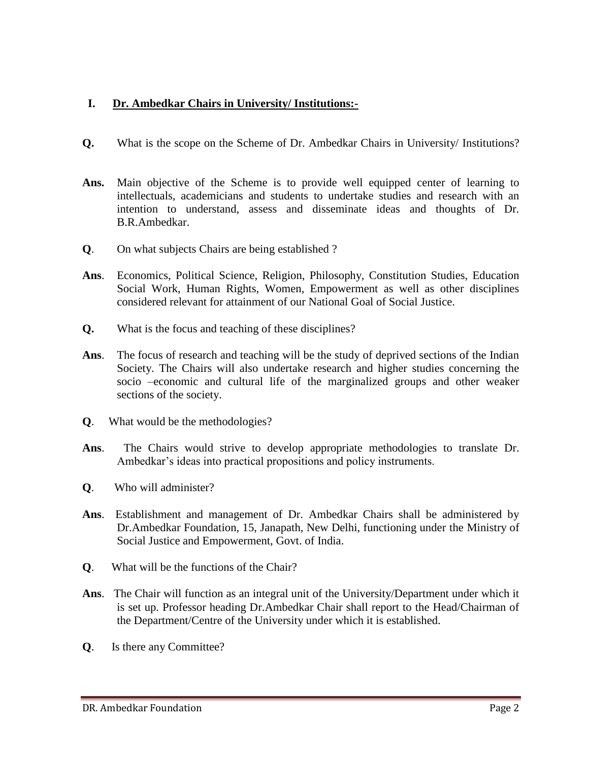## I. Dr. Ambedkar Chairs in University/ Institutions:-

**Q.** What is the scope on the Scheme of Dr. Ambedkar Chairs in University/ Institutions?

**Ans.** Main objective of the Scheme is to provide well equipped center of learning to intellectuals, academicians and students to undertake studies and research with an intention to understand, assess and disseminate ideas and thoughts of Dr. B.R.Ambedkar.

**Q**. On what subjects Chairs are being established ?

**Ans**. Economics, Political Science, Religion, Philosophy, Constitution Studies, Education Social Work, Human Rights, Women, Empowerment as well as other disciplines considered relevant for attainment of our National Goal of Social Justice.

**Q.** What is the focus and teaching of these disciplines?

**Ans**. The focus of research and teaching will be the study of deprived sections of the Indian Society. The Chairs will also undertake research and higher studies concerning the socio –economic and cultural life of the marginalized groups and other weaker sections of the society.

**Q**. What would be the methodologies?

**Ans**. The Chairs would strive to develop appropriate methodologies to translate Dr. Ambedkar's ideas into practical propositions and policy instruments.

**Q**. Who will administer?

**Ans**. Establishment and management of Dr. Ambedkar Chairs shall be administered by Dr.Ambedkar Foundation, 15, Janapath, New Delhi, functioning under the Ministry of Social Justice and Empowerment, Govt. of India.

**Q**. What will be the functions of the Chair?

**Ans**. The Chair will function as an integral unit of the University/Department under which it is set up. Professor heading Dr.Ambedkar Chair shall report to the Head/Chairman of the Department/Centre of the University under which it is established.

**Q**. Is there any Committee?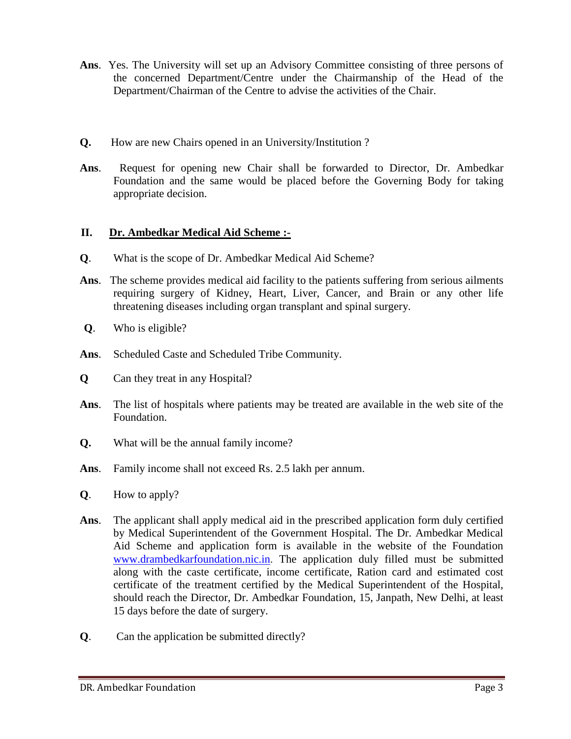**Ans**. Yes. The University will set up an Advisory Committee consisting of three persons of the concerned Department/Centre under the Chairmanship of the Head of the Department/Chairman of the Centre to advise the activities of the Chair.

**Q.** How are new Chairs opened in an University/Institution ?

**Ans**. Request for opening new Chair shall be forwarded to Director, Dr. Ambedkar Foundation and the same would be placed before the Governing Body for taking appropriate decision.

## II. Dr. Ambedkar Medical Aid Scheme :-

**Q**. What is the scope of Dr. Ambedkar Medical Aid Scheme?

**Ans**. The scheme provides medical aid facility to the patients suffering from serious ailments requiring surgery of Kidney, Heart, Liver, Cancer, and Brain or any other life threatening diseases including organ transplant and spinal surgery.

**Q**. Who is eligible?

**Ans**. Scheduled Caste and Scheduled Tribe Community.

**Q** Can they treat in any Hospital?

**Ans**. The list of hospitals where patients may be treated are available in the web site of the Foundation.

**Q.** What will be the annual family income?

**Ans**. Family income shall not exceed Rs. 2.5 lakh per annum.

**Q**. How to apply?

**Ans**. The applicant shall apply medical aid in the prescribed application form duly certified by Medical Superintendent of the Government Hospital. The Dr. Ambedkar Medical Aid Scheme and application form is available in the website of the Foundation www.drambedkarfoundation.nic.in. The application duly filled must be submitted along with the caste certificate, income certificate, Ration card and estimated cost certificate of the treatment certified by the Medical Superintendent of the Hospital, should reach the Director, Dr. Ambedkar Foundation, 15, Janpath, New Delhi, at least 15 days before the date of surgery.

**Q**. Can the application be submitted directly?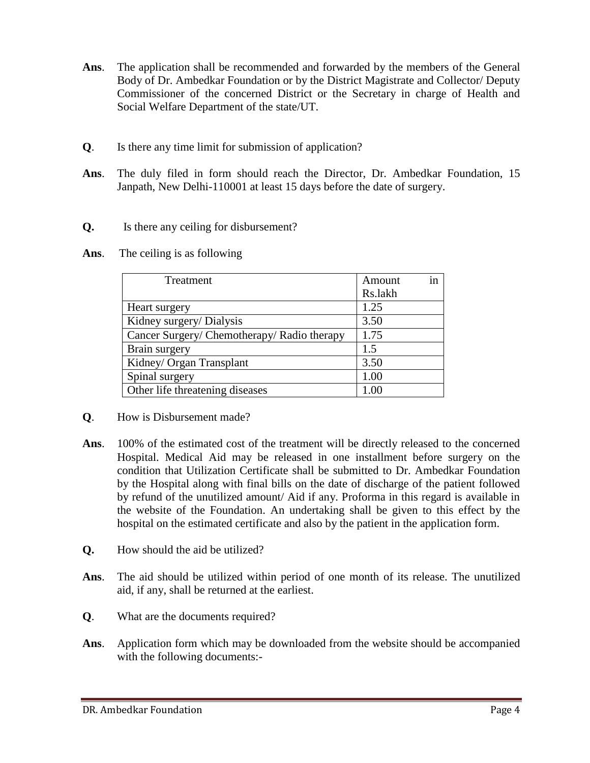**Ans**. The application shall be recommended and forwarded by the members of the General Body of Dr. Ambedkar Foundation or by the District Magistrate and Collector/ Deputy Commissioner of the concerned District or the Secretary in charge of Health and Social Welfare Department of the state/UT.

**Q**. Is there any time limit for submission of application?

**Ans**. The duly filed in form should reach the Director, Dr. Ambedkar Foundation, 15 Janpath, New Delhi-110001 at least 15 days before the date of surgery.

**Q.** Is there any ceiling for disbursement?

**Ans**. The ceiling is as following

| Treatment | Amount in Rs.lakh |
|---|---|
| Heart surgery | 1.25 |
| Kidney surgery/ Dialysis | 3.50 |
| Cancer Surgery/ Chemotherapy/ Radio therapy | 1.75 |
| Brain surgery | 1.5 |
| Kidney/ Organ Transplant | 3.50 |
| Spinal surgery | 1.00 |
| Other life threatening diseases | 1.00 |

**Q**. How is Disbursement made?

**Ans**. 100% of the estimated cost of the treatment will be directly released to the concerned Hospital. Medical Aid may be released in one installment before surgery on the condition that Utilization Certificate shall be submitted to Dr. Ambedkar Foundation by the Hospital along with final bills on the date of discharge of the patient followed by refund of the unutilized amount/ Aid if any. Proforma in this regard is available in the website of the Foundation. An undertaking shall be given to this effect by the hospital on the estimated certificate and also by the patient in the application form.

**Q.** How should the aid be utilized?

**Ans**. The aid should be utilized within period of one month of its release. The unutilized aid, if any, shall be returned at the earliest.

**Q**. What are the documents required?

**Ans**. Application form which may be downloaded from the website should be accompanied with the following documents:-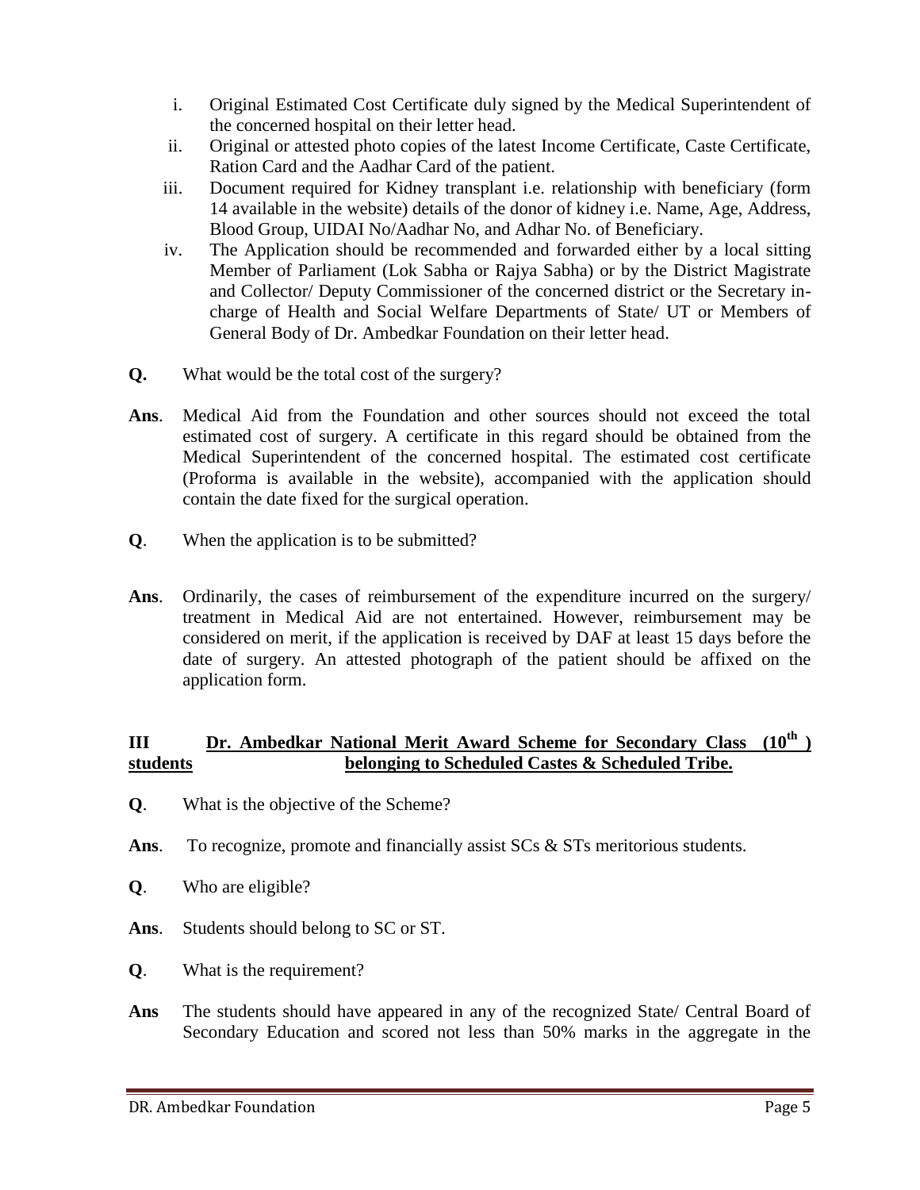i. Original Estimated Cost Certificate duly signed by the Medical Superintendent of the concerned hospital on their letter head.
ii. Original or attested photo copies of the latest Income Certificate, Caste Certificate, Ration Card and the Aadhar Card of the patient.
iii. Document required for Kidney transplant i.e. relationship with beneficiary (form 14 available in the website) details of the donor of kidney i.e. Name, Age, Address, Blood Group, UIDAI No/Aadhar No, and Adhar No. of Beneficiary.
iv. The Application should be recommended and forwarded either by a local sitting Member of Parliament (Lok Sabha or Rajya Sabha) or by the District Magistrate and Collector/ Deputy Commissioner of the concerned district or the Secretary in-charge of Health and Social Welfare Departments of State/ UT or Members of General Body of Dr. Ambedkar Foundation on their letter head.

**Q.** What would be the total cost of the surgery?

**Ans**. Medical Aid from the Foundation and other sources should not exceed the total estimated cost of surgery. A certificate in this regard should be obtained from the Medical Superintendent of the concerned hospital. The estimated cost certificate (Proforma is available in the website), accompanied with the application should contain the date fixed for the surgical operation.

**Q**. When the application is to be submitted?

**Ans**. Ordinarily, the cases of reimbursement of the expenditure incurred on the surgery/ treatment in Medical Aid are not entertained. However, reimbursement may be considered on merit, if the application is received by DAF at least 15 days before the date of surgery. An attested photograph of the patient should be affixed on the application form.

## III Dr. Ambedkar National Merit Award Scheme for Secondary Class ($10^{th}$) students belonging to Scheduled Castes & Scheduled Tribe.

**Q**. What is the objective of the Scheme?

**Ans**. To recognize, promote and financially assist SCs & STs meritorious students.

**Q**. Who are eligible?

**Ans**. Students should belong to SC or ST.

**Q**. What is the requirement?

**Ans** The students should have appeared in any of the recognized State/ Central Board of Secondary Education and scored not less than 50% marks in the aggregate in the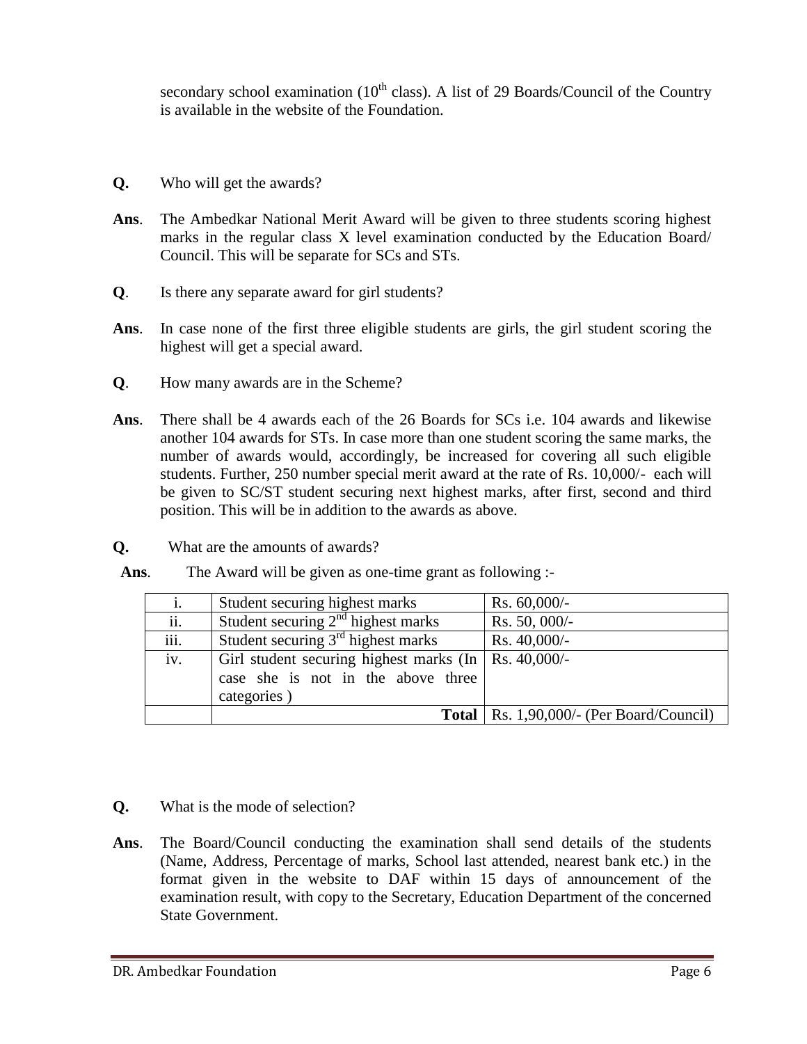secondary school examination (10th class). A list of 29 Boards/Council of the Country is available in the website of the Foundation.

**Q.** Who will get the awards?

**Ans**. The Ambedkar National Merit Award will be given to three students scoring highest marks in the regular class X level examination conducted by the Education Board/ Council. This will be separate for SCs and STs.

**Q**. Is there any separate award for girl students?

**Ans**. In case none of the first three eligible students are girls, the girl student scoring the highest will get a special award.

**Q**. How many awards are in the Scheme?

**Ans**. There shall be 4 awards each of the 26 Boards for SCs i.e. 104 awards and likewise another 104 awards for STs. In case more than one student scoring the same marks, the number of awards would, accordingly, be increased for covering all such eligible students. Further, 250 number special merit award at the rate of Rs. 10,000/- each will be given to SC/ST student securing next highest marks, after first, second and third position. This will be in addition to the awards as above.

**Q.** What are the amounts of awards?

**Ans**. The Award will be given as one-time grant as following :-

| | | |
|---|---|---|
| i. | Student securing highest marks | Rs. 60,000/- |
| ii. | Student securing 2nd highest marks | Rs. 50, 000/- |
| iii. | Student securing 3rd highest marks | Rs. 40,000/- |
| iv. | Girl student securing highest marks (In case she is not in the above three categories ) | Rs. 40,000/- |
| | **Total** | Rs. 1,90,000/- (Per Board/Council) |

**Q.** What is the mode of selection?

**Ans**. The Board/Council conducting the examination shall send details of the students (Name, Address, Percentage of marks, School last attended, nearest bank etc.) in the format given in the website to DAF within 15 days of announcement of the examination result, with copy to the Secretary, Education Department of the concerned State Government.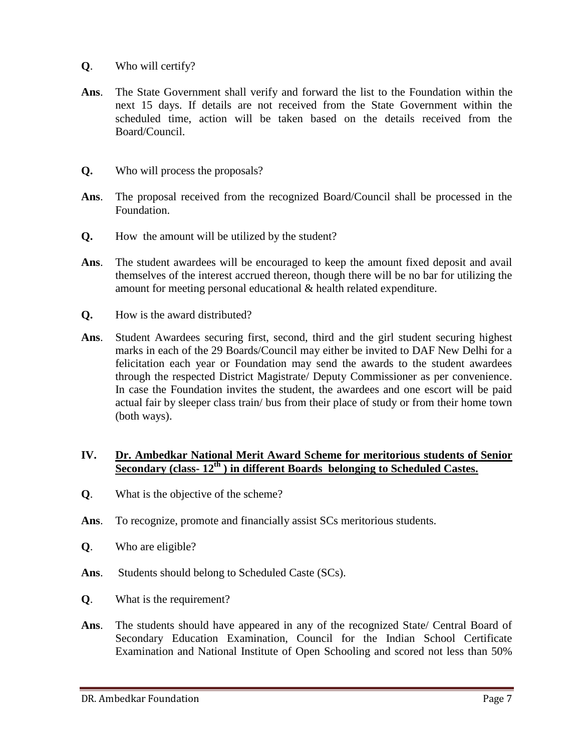**Q**. Who will certify?

**Ans**. The State Government shall verify and forward the list to the Foundation within the next 15 days. If details are not received from the State Government within the scheduled time, action will be taken based on the details received from the Board/Council.

**Q.** Who will process the proposals?

**Ans**. The proposal received from the recognized Board/Council shall be processed in the Foundation.

**Q.** How the amount will be utilized by the student?

**Ans**. The student awardees will be encouraged to keep the amount fixed deposit and avail themselves of the interest accrued thereon, though there will be no bar for utilizing the amount for meeting personal educational & health related expenditure.

**Q.** How is the award distributed?

**Ans**. Student Awardees securing first, second, third and the girl student securing highest marks in each of the 29 Boards/Council may either be invited to DAF New Delhi for a felicitation each year or Foundation may send the awards to the student awardees through the respected District Magistrate/ Deputy Commissioner as per convenience. In case the Foundation invites the student, the awardees and one escort will be paid actual fair by sleeper class train/ bus from their place of study or from their home town (both ways).

## IV. <u>Dr. Ambedkar National Merit Award Scheme for meritorious students of Senior Secondary (class- 12th ) in different Boards belonging to Scheduled Castes.</u>

**Q**. What is the objective of the scheme?

**Ans**. To recognize, promote and financially assist SCs meritorious students.

**Q**. Who are eligible?

**Ans**. Students should belong to Scheduled Caste (SCs).

**Q**. What is the requirement?

**Ans**. The students should have appeared in any of the recognized State/ Central Board of Secondary Education Examination, Council for the Indian School Certificate Examination and National Institute of Open Schooling and scored not less than 50%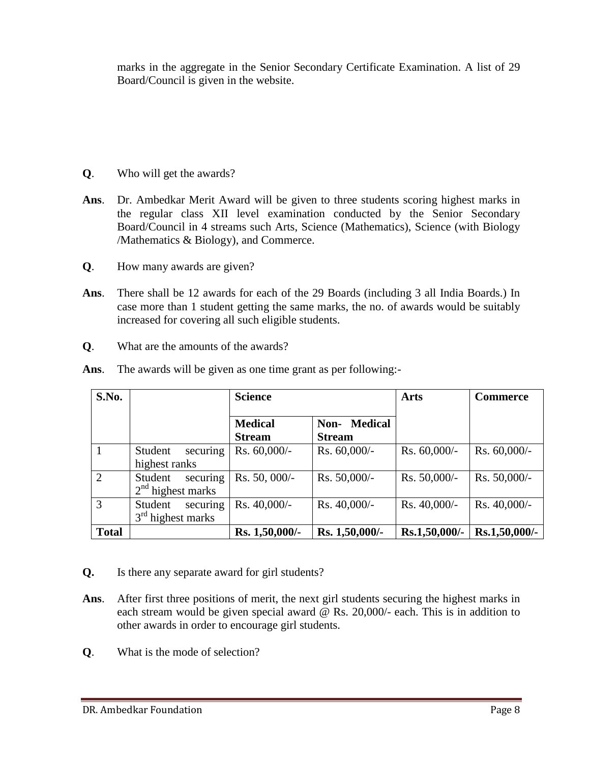marks in the aggregate in the Senior Secondary Certificate Examination. A list of 29 Board/Council is given in the website.

**Q**. Who will get the awards?

**Ans**. Dr. Ambedkar Merit Award will be given to three students scoring highest marks in the regular class XII level examination conducted by the Senior Secondary Board/Council in 4 streams such Arts, Science (Mathematics), Science (with Biology /Mathematics & Biology), and Commerce.

**Q**. How many awards are given?

**Ans**. There shall be 12 awards for each of the 29 Boards (including 3 all India Boards.) In case more than 1 student getting the same marks, the no. of awards would be suitably increased for covering all such eligible students.

**Q**. What are the amounts of the awards?

**Ans**. The awards will be given as one time grant as per following:-

| **S.No.** | | **Science** | | **Arts** | **Commerce** |
|---|---|---|---|---|---|
| | | **Medical Stream** | **Non- Medical Stream** | | |
| 1 | Student securing highest ranks | Rs. 60,000/- | Rs. 60,000/- | Rs. 60,000/- | Rs. 60,000/- |
| 2 | Student securing 2nd highest marks | Rs. 50, 000/- | Rs. 50,000/- | Rs. 50,000/- | Rs. 50,000/- |
| 3 | Student securing 3rd highest marks | Rs. 40,000/- | Rs. 40,000/- | Rs. 40,000/- | Rs. 40,000/- |
| **Total** | | **Rs. 1,50,000/-** | **Rs. 1,50,000/-** | **Rs.1,50,000/-** | **Rs.1,50,000/-** |

**Q.** Is there any separate award for girl students?

**Ans**. After first three positions of merit, the next girl students securing the highest marks in each stream would be given special award @ Rs. 20,000/- each. This is in addition to other awards in order to encourage girl students.

**Q**. What is the mode of selection?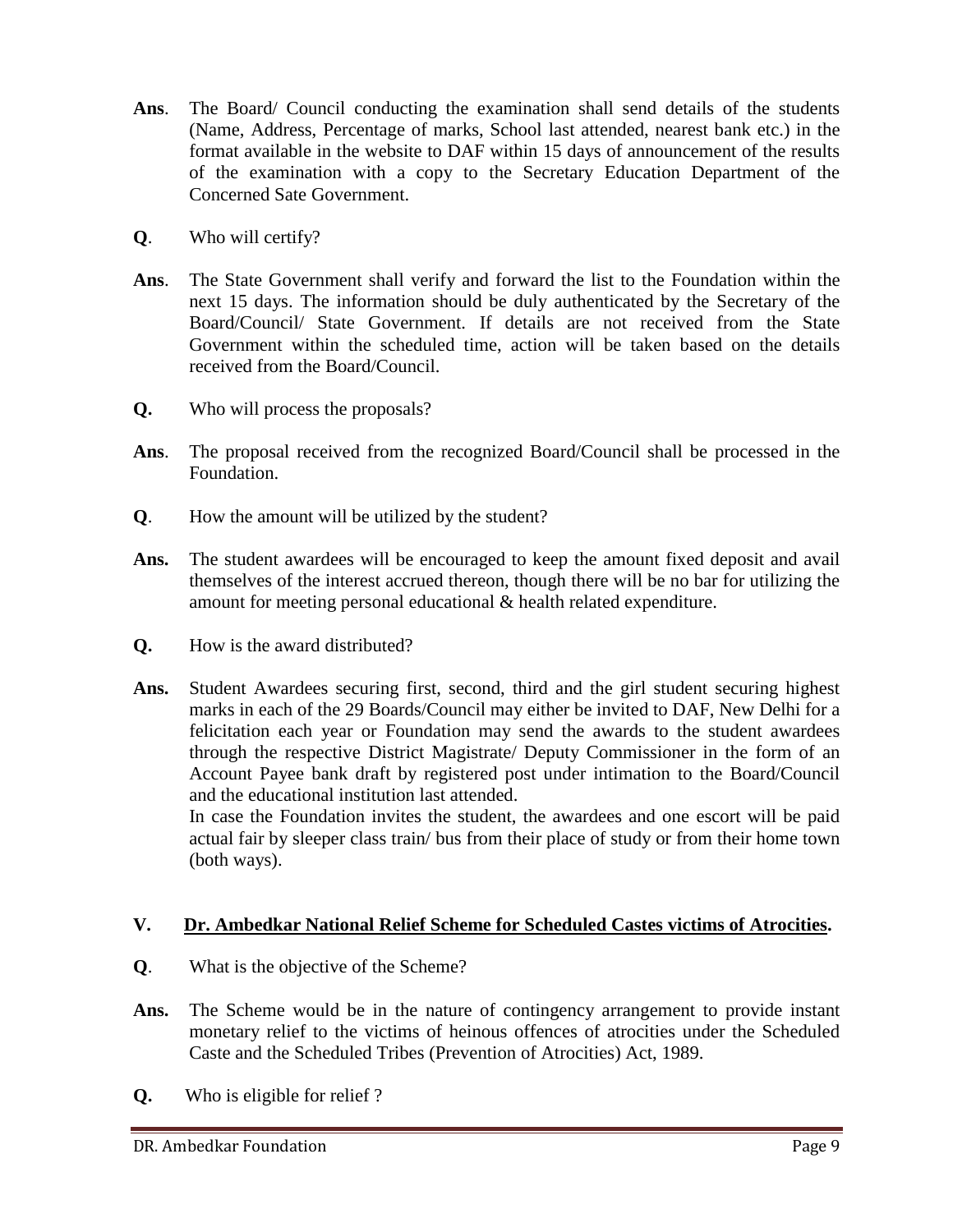**Ans**. The Board/ Council conducting the examination shall send details of the students (Name, Address, Percentage of marks, School last attended, nearest bank etc.) in the format available in the website to DAF within 15 days of announcement of the results of the examination with a copy to the Secretary Education Department of the Concerned Sate Government.

**Q**. Who will certify?

**Ans**. The State Government shall verify and forward the list to the Foundation within the next 15 days. The information should be duly authenticated by the Secretary of the Board/Council/ State Government. If details are not received from the State Government within the scheduled time, action will be taken based on the details received from the Board/Council.

**Q.** Who will process the proposals?

**Ans**. The proposal received from the recognized Board/Council shall be processed in the Foundation.

**Q**. How the amount will be utilized by the student?

**Ans.** The student awardees will be encouraged to keep the amount fixed deposit and avail themselves of the interest accrued thereon, though there will be no bar for utilizing the amount for meeting personal educational & health related expenditure.

**Q.** How is the award distributed?

**Ans.** Student Awardees securing first, second, third and the girl student securing highest marks in each of the 29 Boards/Council may either be invited to DAF, New Delhi for a felicitation each year or Foundation may send the awards to the student awardees through the respective District Magistrate/ Deputy Commissioner in the form of an Account Payee bank draft by registered post under intimation to the Board/Council and the educational institution last attended.

In case the Foundation invites the student, the awardees and one escort will be paid actual fair by sleeper class train/ bus from their place of study or from their home town (both ways).

## V. <u>Dr. Ambedkar National Relief Scheme for Scheduled Castes victims of Atrocities</u>.

**Q**. What is the objective of the Scheme?

**Ans.** The Scheme would be in the nature of contingency arrangement to provide instant monetary relief to the victims of heinous offences of atrocities under the Scheduled Caste and the Scheduled Tribes (Prevention of Atrocities) Act, 1989.

**Q.** Who is eligible for relief ?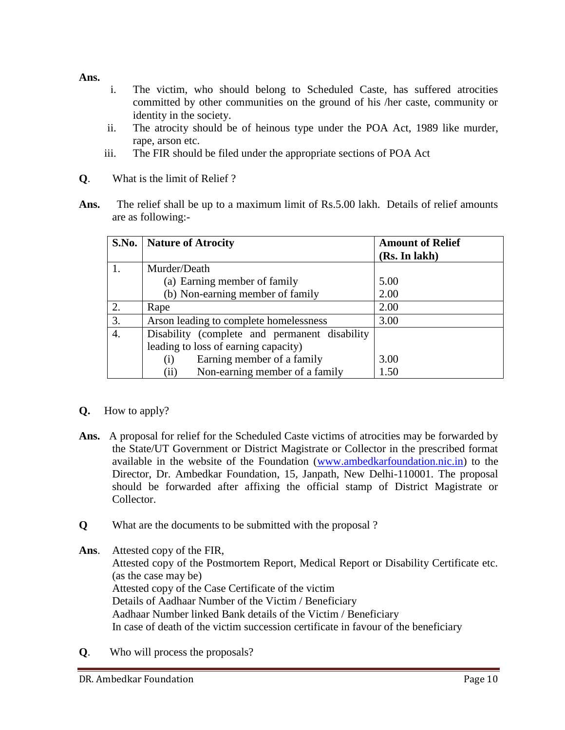**Ans.**

i. The victim, who should belong to Scheduled Caste, has suffered atrocities committed by other communities on the ground of his /her caste, community or identity in the society.
ii. The atrocity should be of heinous type under the POA Act, 1989 like murder, rape, arson etc.
iii. The FIR should be filed under the appropriate sections of POA Act

**Q**. What is the limit of Relief ?

**Ans.** The relief shall be up to a maximum limit of Rs.5.00 lakh. Details of relief amounts are as following:-

| S.No. | Nature of Atrocity | Amount of Relief (Rs. In lakh) |
|---|---|---|
| 1. | Murder/Death | |
| | (a) Earning member of family | 5.00 |
| | (b) Non-earning member of family | 2.00 |
| 2. | Rape | 2.00 |
| 3. | Arson leading to complete homelessness | 3.00 |
| 4. | Disability (complete and permanent disability leading to loss of earning capacity) | |
| | (i) Earning member of a family | 3.00 |
| | (ii) Non-earning member of a family | 1.50 |

**Q.** How to apply?

**Ans.** A proposal for relief for the Scheduled Caste victims of atrocities may be forwarded by the State/UT Government or District Magistrate or Collector in the prescribed format available in the website of the Foundation (www.ambedkarfoundation.nic.in) to the Director, Dr. Ambedkar Foundation, 15, Janpath, New Delhi-110001. The proposal should be forwarded after affixing the official stamp of District Magistrate or Collector.

**Q** What are the documents to be submitted with the proposal ?

**Ans**. Attested copy of the FIR,
Attested copy of the Postmortem Report, Medical Report or Disability Certificate etc. (as the case may be)
Attested copy of the Case Certificate of the victim
Details of Aadhaar Number of the Victim / Beneficiary
Aadhaar Number linked Bank details of the Victim / Beneficiary
In case of death of the victim succession certificate in favour of the beneficiary

**Q**. Who will process the proposals?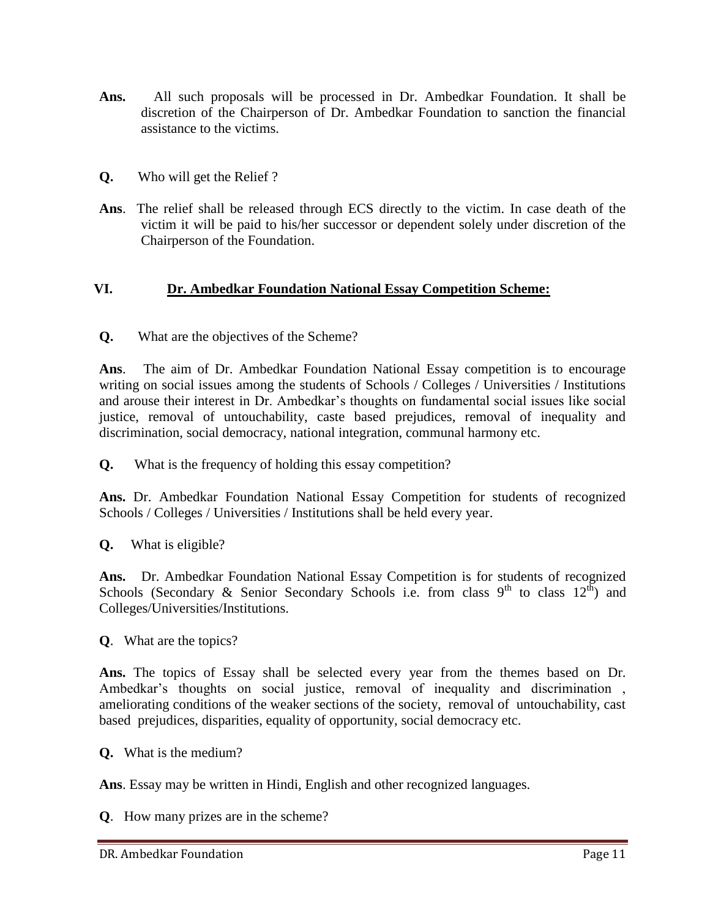**Ans.** All such proposals will be processed in Dr. Ambedkar Foundation. It shall be discretion of the Chairperson of Dr. Ambedkar Foundation to sanction the financial assistance to the victims.

**Q.** Who will get the Relief ?

**Ans**. The relief shall be released through ECS directly to the victim. In case death of the victim it will be paid to his/her successor or dependent solely under discretion of the Chairperson of the Foundation.

## VI. Dr. Ambedkar Foundation National Essay Competition Scheme:

**Q.** What are the objectives of the Scheme?

**Ans**. The aim of Dr. Ambedkar Foundation National Essay competition is to encourage writing on social issues among the students of Schools / Colleges / Universities / Institutions and arouse their interest in Dr. Ambedkar's thoughts on fundamental social issues like social justice, removal of untouchability, caste based prejudices, removal of inequality and discrimination, social democracy, national integration, communal harmony etc.

**Q.** What is the frequency of holding this essay competition?

**Ans.** Dr. Ambedkar Foundation National Essay Competition for students of recognized Schools / Colleges / Universities / Institutions shall be held every year.

**Q.** What is eligible?

**Ans.** Dr. Ambedkar Foundation National Essay Competition is for students of recognized Schools (Secondary & Senior Secondary Schools i.e. from class 9th to class 12th) and Colleges/Universities/Institutions.

**Q**. What are the topics?

**Ans.** The topics of Essay shall be selected every year from the themes based on Dr. Ambedkar's thoughts on social justice, removal of inequality and discrimination , ameliorating conditions of the weaker sections of the society, removal of untouchability, cast based prejudices, disparities, equality of opportunity, social democracy etc.

**Q.** What is the medium?

**Ans**. Essay may be written in Hindi, English and other recognized languages.

**Q**. How many prizes are in the scheme?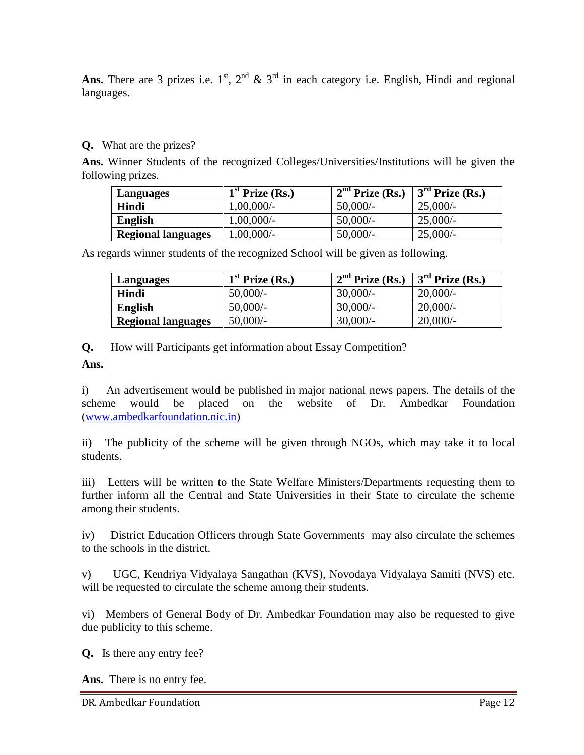**Ans.** There are 3 prizes i.e. 1st, 2nd & 3rd in each category i.e. English, Hindi and regional languages.

**Q.** What are the prizes?

**Ans.** Winner Students of the recognized Colleges/Universities/Institutions will be given the following prizes.

| Languages | 1st Prize (Rs.) | 2nd Prize (Rs.) | 3rd Prize (Rs.) |
|---|---|---|---|
| **Hindi** | 1,00,000/- | 50,000/- | 25,000/- |
| **English** | 1,00,000/- | 50,000/- | 25,000/- |
| **Regional languages** | 1,00,000/- | 50,000/- | 25,000/- |

As regards winner students of the recognized School will be given as following.

| Languages | 1st Prize (Rs.) | 2nd Prize (Rs.) | 3rd Prize (Rs.) |
|---|---|---|---|
| **Hindi** | 50,000/- | 30,000/- | 20,000/- |
| **English** | 50,000/- | 30,000/- | 20,000/- |
| **Regional languages** | 50,000/- | 30,000/- | 20,000/- |

**Q.** How will Participants get information about Essay Competition?

**Ans.**

i) An advertisement would be published in major national news papers. The details of the scheme would be placed on the website of Dr. Ambedkar Foundation (www.ambedkarfoundation.nic.in)

ii) The publicity of the scheme will be given through NGOs, which may take it to local students.

iii) Letters will be written to the State Welfare Ministers/Departments requesting them to further inform all the Central and State Universities in their State to circulate the scheme among their students.

iv) District Education Officers through State Governments may also circulate the schemes to the schools in the district.

v) UGC, Kendriya Vidyalaya Sangathan (KVS), Novodaya Vidyalaya Samiti (NVS) etc. will be requested to circulate the scheme among their students.

vi) Members of General Body of Dr. Ambedkar Foundation may also be requested to give due publicity to this scheme.

**Q.** Is there any entry fee?

**Ans.** There is no entry fee.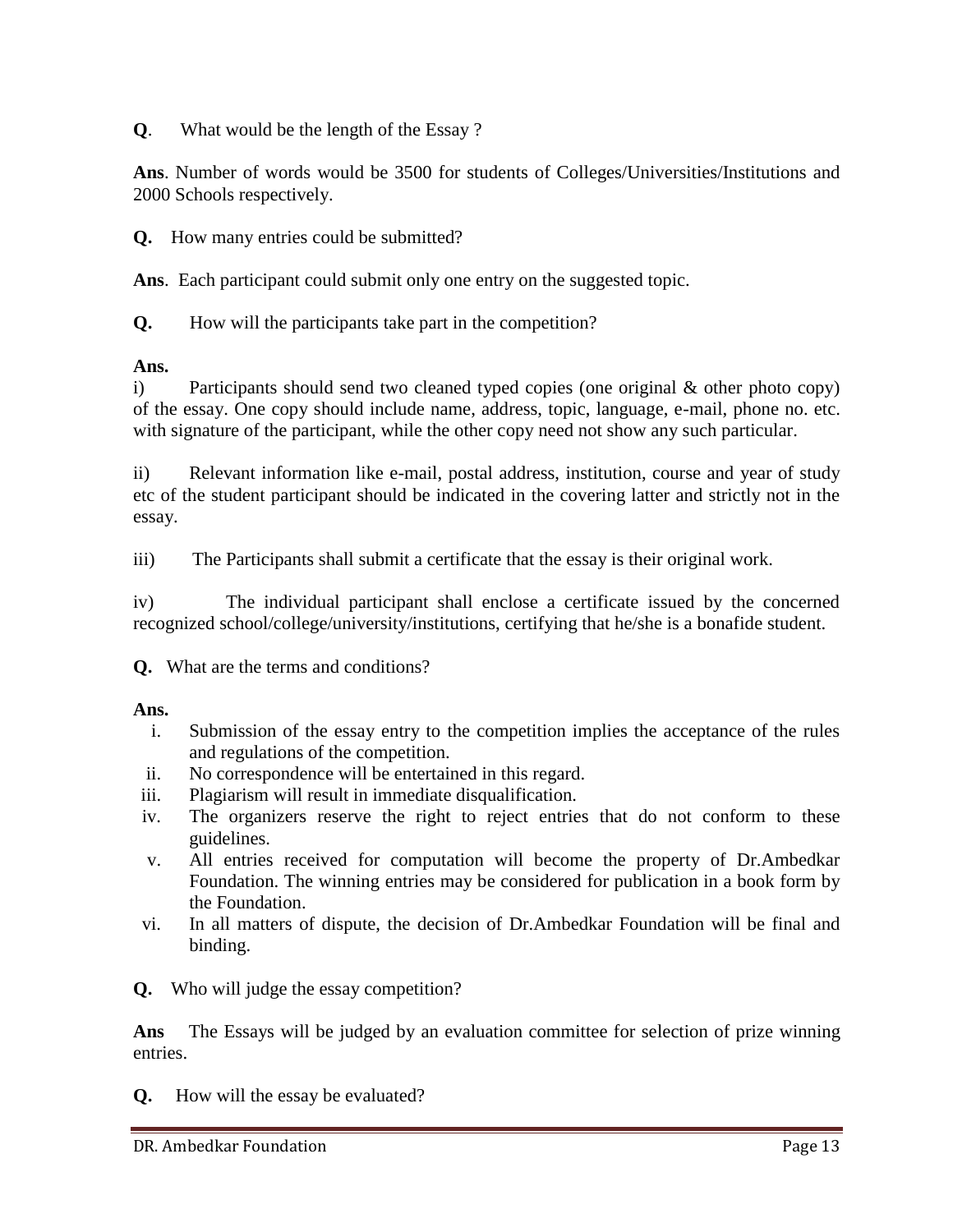**Q**. What would be the length of the Essay ?

**Ans**. Number of words would be 3500 for students of Colleges/Universities/Institutions and 2000 Schools respectively.

**Q.** How many entries could be submitted?

**Ans**. Each participant could submit only one entry on the suggested topic.

**Q.** How will the participants take part in the competition?

**Ans.**

i) Participants should send two cleaned typed copies (one original & other photo copy) of the essay. One copy should include name, address, topic, language, e-mail, phone no. etc. with signature of the participant, while the other copy need not show any such particular.

ii) Relevant information like e-mail, postal address, institution, course and year of study etc of the student participant should be indicated in the covering latter and strictly not in the essay.

iii) The Participants shall submit a certificate that the essay is their original work.

iv) The individual participant shall enclose a certificate issued by the concerned recognized school/college/university/institutions, certifying that he/she is a bonafide student.

**Q.** What are the terms and conditions?

**Ans.**

i. Submission of the essay entry to the competition implies the acceptance of the rules and regulations of the competition.
ii. No correspondence will be entertained in this regard.
iii. Plagiarism will result in immediate disqualification.
iv. The organizers reserve the right to reject entries that do not conform to these guidelines.
v. All entries received for computation will become the property of Dr.Ambedkar Foundation. The winning entries may be considered for publication in a book form by the Foundation.
vi. In all matters of dispute, the decision of Dr.Ambedkar Foundation will be final and binding.

**Q.** Who will judge the essay competition?

**Ans** The Essays will be judged by an evaluation committee for selection of prize winning entries.

**Q.** How will the essay be evaluated?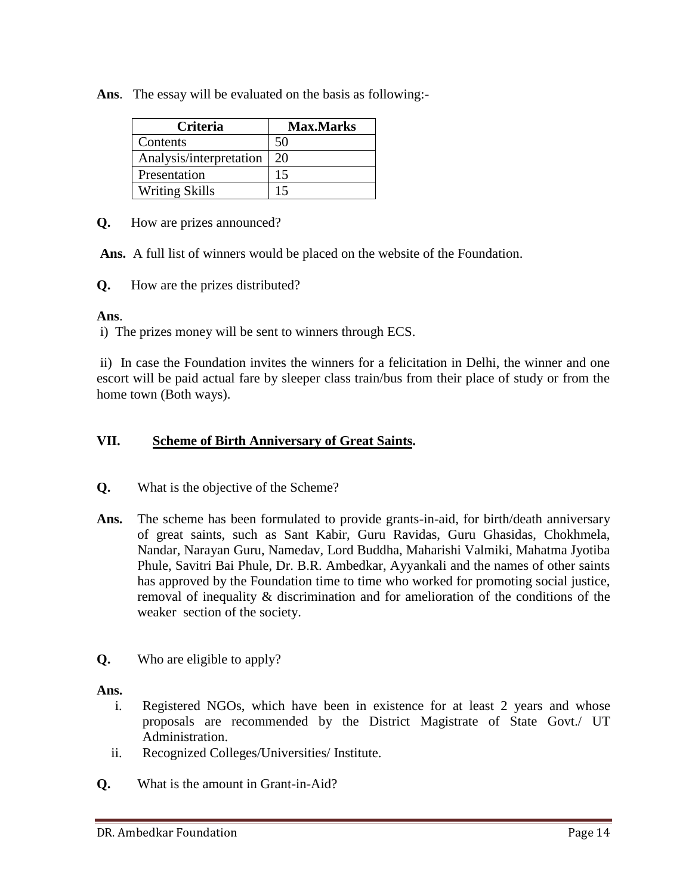**Ans**. The essay will be evaluated on the basis as following:-

| Criteria | Max.Marks |
|---|---|
| Contents | 50 |
| Analysis/interpretation | 20 |
| Presentation | 15 |
| Writing Skills | 15 |

**Q.** How are prizes announced?

**Ans.** A full list of winners would be placed on the website of the Foundation.

**Q.** How are the prizes distributed?

**Ans**.

i) The prizes money will be sent to winners through ECS.

ii) In case the Foundation invites the winners for a felicitation in Delhi, the winner and one escort will be paid actual fare by sleeper class train/bus from their place of study or from the home town (Both ways).

## VII. Scheme of Birth Anniversary of Great Saints.

**Q.** What is the objective of the Scheme?

**Ans.** The scheme has been formulated to provide grants-in-aid, for birth/death anniversary of great saints, such as Sant Kabir, Guru Ravidas, Guru Ghasidas, Chokhmela, Nandar, Narayan Guru, Namedav, Lord Buddha, Maharishi Valmiki, Mahatma Jyotiba Phule, Savitri Bai Phule, Dr. B.R. Ambedkar, Ayyankali and the names of other saints has approved by the Foundation time to time who worked for promoting social justice, removal of inequality & discrimination and for amelioration of the conditions of the weaker section of the society.

**Q.** Who are eligible to apply?

**Ans.**

i. Registered NGOs, which have been in existence for at least 2 years and whose proposals are recommended by the District Magistrate of State Govt./ UT Administration.
ii. Recognized Colleges/Universities/ Institute.

**Q.** What is the amount in Grant-in-Aid?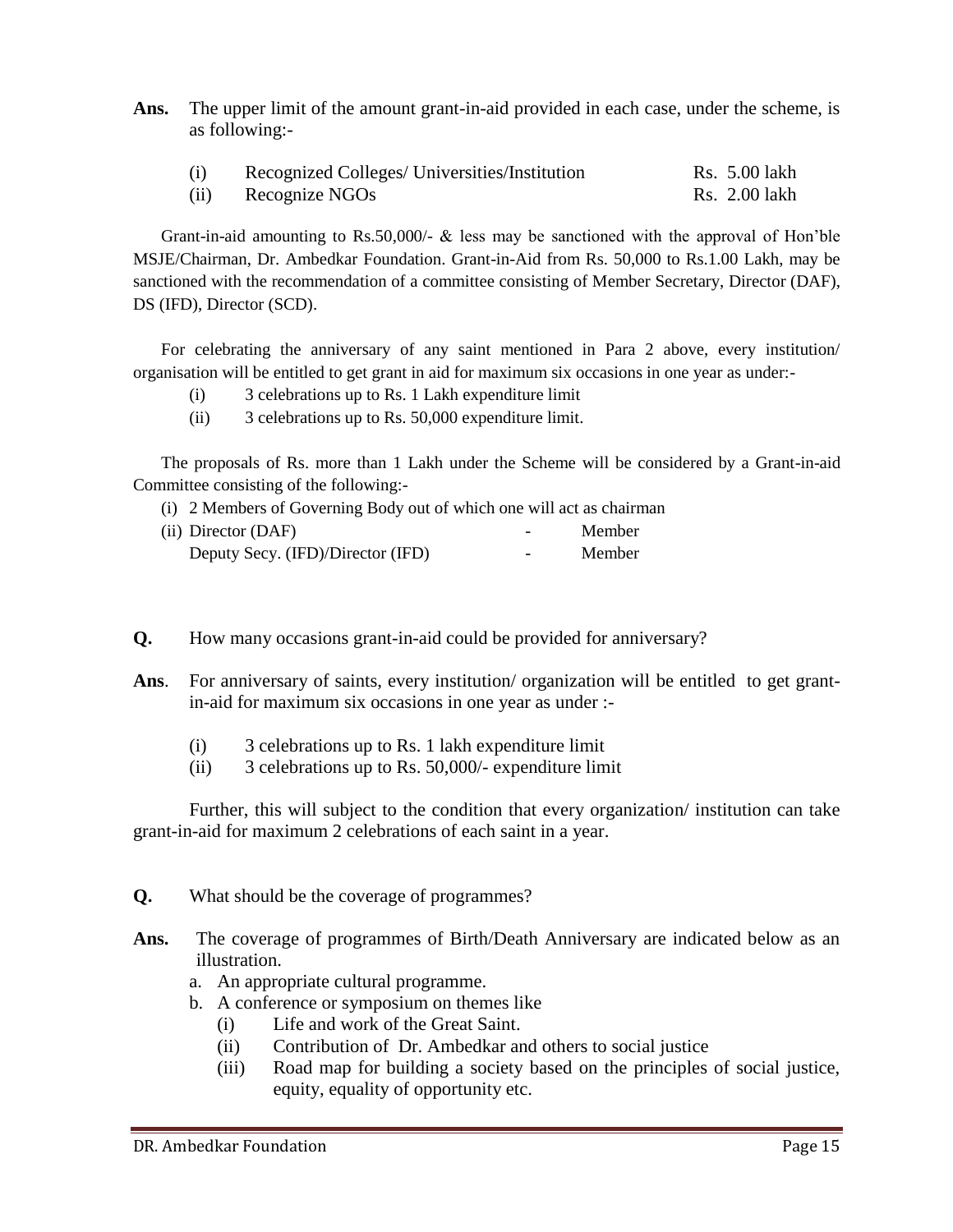**Ans.** The upper limit of the amount grant-in-aid provided in each case, under the scheme, is as following:-

| | | |
|---|---|---|
| (i) | Recognized Colleges/ Universities/Institution | Rs. 5.00 lakh |
| (ii) | Recognize NGOs | Rs. 2.00 lakh |

Grant-in-aid amounting to Rs.50,000/- & less may be sanctioned with the approval of Hon'ble MSJE/Chairman, Dr. Ambedkar Foundation. Grant-in-Aid from Rs. 50,000 to Rs.1.00 Lakh, may be sanctioned with the recommendation of a committee consisting of Member Secretary, Director (DAF), DS (IFD), Director (SCD).

For celebrating the anniversary of any saint mentioned in Para 2 above, every institution/ organisation will be entitled to get grant in aid for maximum six occasions in one year as under:-

(i) 3 celebrations up to Rs. 1 Lakh expenditure limit
(ii) 3 celebrations up to Rs. 50,000 expenditure limit.

The proposals of Rs. more than 1 Lakh under the Scheme will be considered by a Grant-in-aid Committee consisting of the following:-

(i) 2 Members of Governing Body out of which one will act as chairman
(ii) Director (DAF) - Member
Deputy Secy. (IFD)/Director (IFD) - Member

**Q.** How many occasions grant-in-aid could be provided for anniversary?

**Ans**. For anniversary of saints, every institution/ organization will be entitled to get grant-in-aid for maximum six occasions in one year as under :-

(i) 3 celebrations up to Rs. 1 lakh expenditure limit
(ii) 3 celebrations up to Rs. 50,000/- expenditure limit

Further, this will subject to the condition that every organization/ institution can take grant-in-aid for maximum 2 celebrations of each saint in a year.

**Q.** What should be the coverage of programmes?

**Ans.** The coverage of programmes of Birth/Death Anniversary are indicated below as an illustration.

a. An appropriate cultural programme.
b. A conference or symposium on themes like
   (i) Life and work of the Great Saint.
   (ii) Contribution of Dr. Ambedkar and others to social justice
   (iii) Road map for building a society based on the principles of social justice, equity, equality of opportunity etc.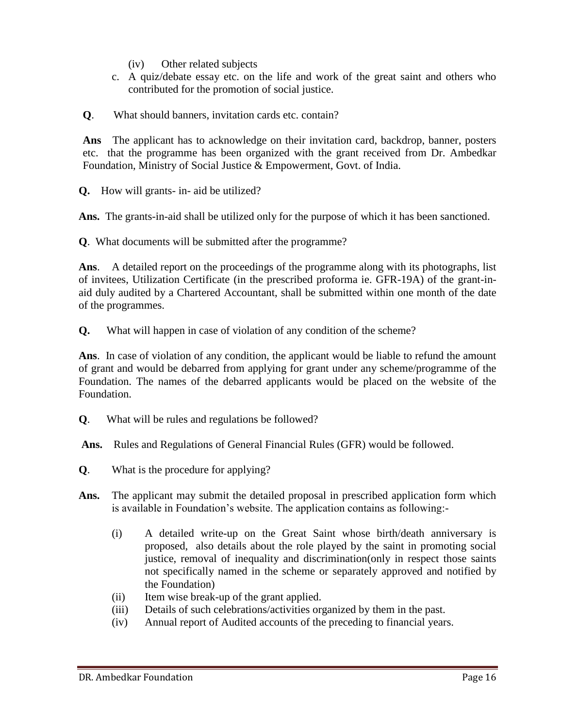(iv) Other related subjects

c. A quiz/debate essay etc. on the life and work of the great saint and others who contributed for the promotion of social justice.

**Q**. What should banners, invitation cards etc. contain?

**Ans** The applicant has to acknowledge on their invitation card, backdrop, banner, posters etc. that the programme has been organized with the grant received from Dr. Ambedkar Foundation, Ministry of Social Justice & Empowerment, Govt. of India.

**Q.** How will grants- in- aid be utilized?

**Ans.** The grants-in-aid shall be utilized only for the purpose of which it has been sanctioned.

**Q**. What documents will be submitted after the programme?

**Ans**. A detailed report on the proceedings of the programme along with its photographs, list of invitees, Utilization Certificate (in the prescribed proforma ie. GFR-19A) of the grant-in-aid duly audited by a Chartered Accountant, shall be submitted within one month of the date of the programmes.

**Q.** What will happen in case of violation of any condition of the scheme?

**Ans**. In case of violation of any condition, the applicant would be liable to refund the amount of grant and would be debarred from applying for grant under any scheme/programme of the Foundation. The names of the debarred applicants would be placed on the website of the Foundation.

**Q**. What will be rules and regulations be followed?

**Ans.** Rules and Regulations of General Financial Rules (GFR) would be followed.

**Q**. What is the procedure for applying?

**Ans.** The applicant may submit the detailed proposal in prescribed application form which is available in Foundation's website. The application contains as following:-

(i) A detailed write-up on the Great Saint whose birth/death anniversary is proposed, also details about the role played by the saint in promoting social justice, removal of inequality and discrimination(only in respect those saints not specifically named in the scheme or separately approved and notified by the Foundation)

(ii) Item wise break-up of the grant applied.

(iii) Details of such celebrations/activities organized by them in the past.

(iv) Annual report of Audited accounts of the preceding to financial years.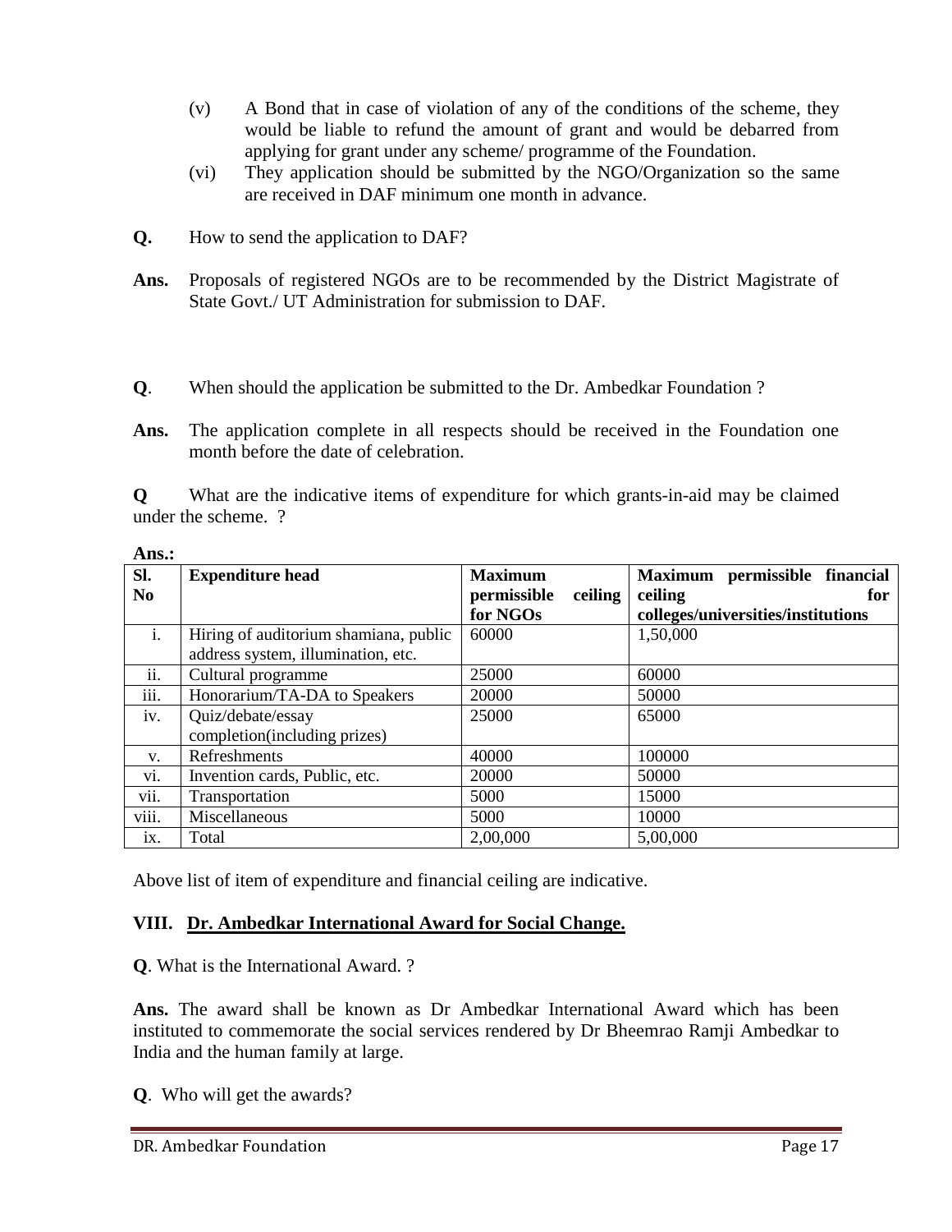(v) A Bond that in case of violation of any of the conditions of the scheme, they would be liable to refund the amount of grant and would be debarred from applying for grant under any scheme/ programme of the Foundation.

(vi) They application should be submitted by the NGO/Organization so the same are received in DAF minimum one month in advance.

**Q.** How to send the application to DAF?

**Ans.** Proposals of registered NGOs are to be recommended by the District Magistrate of State Govt./ UT Administration for submission to DAF.

**Q**. When should the application be submitted to the Dr. Ambedkar Foundation ?

**Ans.** The application complete in all respects should be received in the Foundation one month before the date of celebration.

**Q** What are the indicative items of expenditure for which grants-in-aid may be claimed under the scheme. ?

**Ans.:**

| Sl. No | Expenditure head | Maximum permissible ceiling for NGOs | Maximum permissible financial ceiling for colleges/universities/institutions |
|---|---|---|---|
| i. | Hiring of auditorium shamiana, public address system, illumination, etc. | 60000 | 1,50,000 |
| ii. | Cultural programme | 25000 | 60000 |
| iii. | Honorarium/TA-DA to Speakers | 20000 | 50000 |
| iv. | Quiz/debate/essay completion(including prizes) | 25000 | 65000 |
| v. | Refreshments | 40000 | 100000 |
| vi. | Invention cards, Public, etc. | 20000 | 50000 |
| vii. | Transportation | 5000 | 15000 |
| viii. | Miscellaneous | 5000 | 10000 |
| ix. | Total | 2,00,000 | 5,00,000 |

Above list of item of expenditure and financial ceiling are indicative.

## VIII. Dr. Ambedkar International Award for Social Change.

**Q**. What is the International Award. ?

**Ans.** The award shall be known as Dr Ambedkar International Award which has been instituted to commemorate the social services rendered by Dr Bheemrao Ramji Ambedkar to India and the human family at large.

**Q**. Who will get the awards?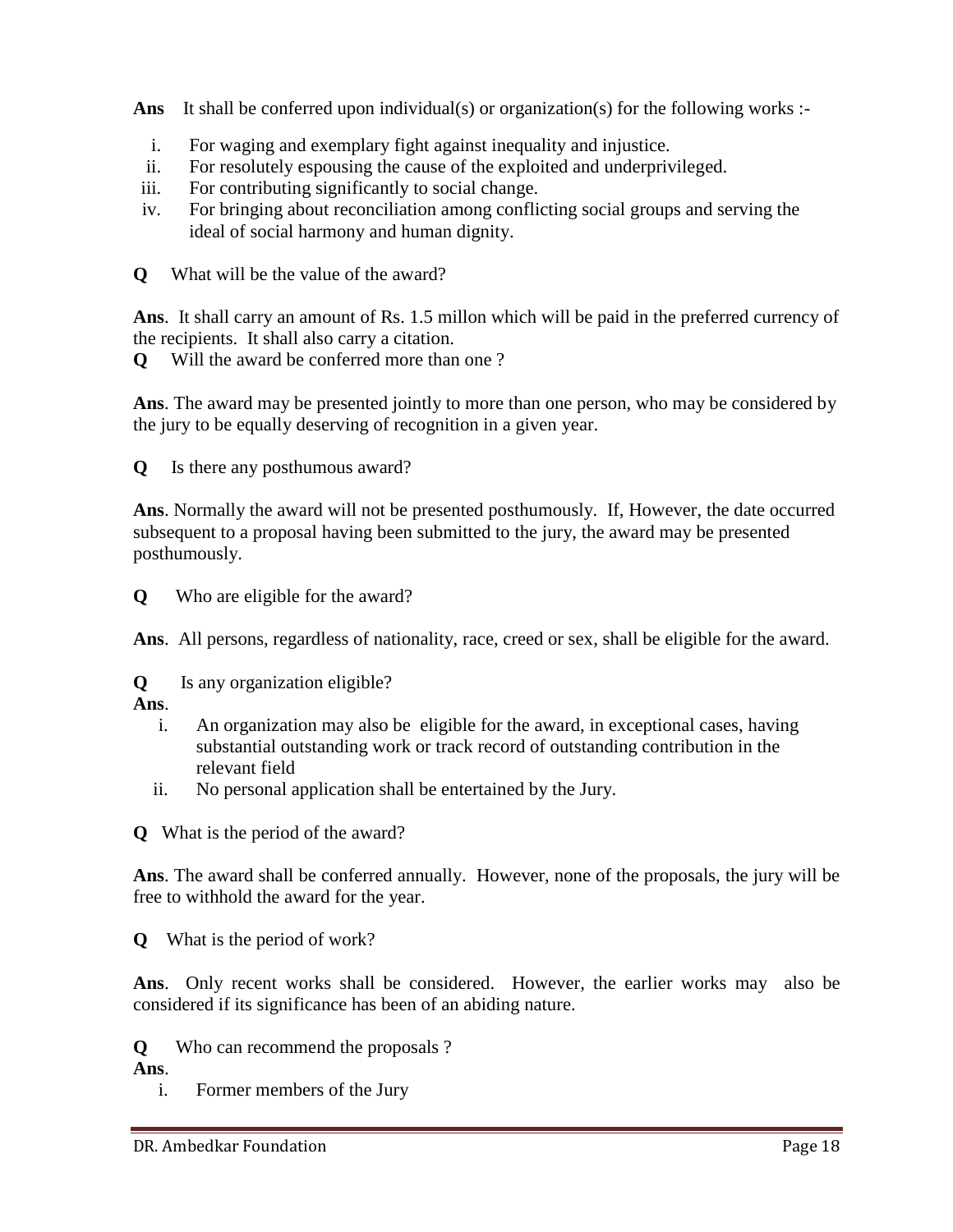**Ans** It shall be conferred upon individual(s) or organization(s) for the following works :-

i. For waging and exemplary fight against inequality and injustice.
ii. For resolutely espousing the cause of the exploited and underprivileged.
iii. For contributing significantly to social change.
iv. For bringing about reconciliation among conflicting social groups and serving the ideal of social harmony and human dignity.

**Q** What will be the value of the award?

**Ans**. It shall carry an amount of Rs. 1.5 millon which will be paid in the preferred currency of the recipients. It shall also carry a citation.

**Q** Will the award be conferred more than one ?

**Ans**. The award may be presented jointly to more than one person, who may be considered by the jury to be equally deserving of recognition in a given year.

**Q** Is there any posthumous award?

**Ans**. Normally the award will not be presented posthumously. If, However, the date occurred subsequent to a proposal having been submitted to the jury, the award may be presented posthumously.

**Q** Who are eligible for the award?

**Ans**. All persons, regardless of nationality, race, creed or sex, shall be eligible for the award.

**Q** Is any organization eligible?

**Ans**.

i. An organization may also be eligible for the award, in exceptional cases, having substantial outstanding work or track record of outstanding contribution in the relevant field
ii. No personal application shall be entertained by the Jury.

**Q** What is the period of the award?

**Ans**. The award shall be conferred annually. However, none of the proposals, the jury will be free to withhold the award for the year.

**Q** What is the period of work?

**Ans**. Only recent works shall be considered. However, the earlier works may also be considered if its significance has been of an abiding nature.

**Q** Who can recommend the proposals ?

**Ans**.

i. Former members of the Jury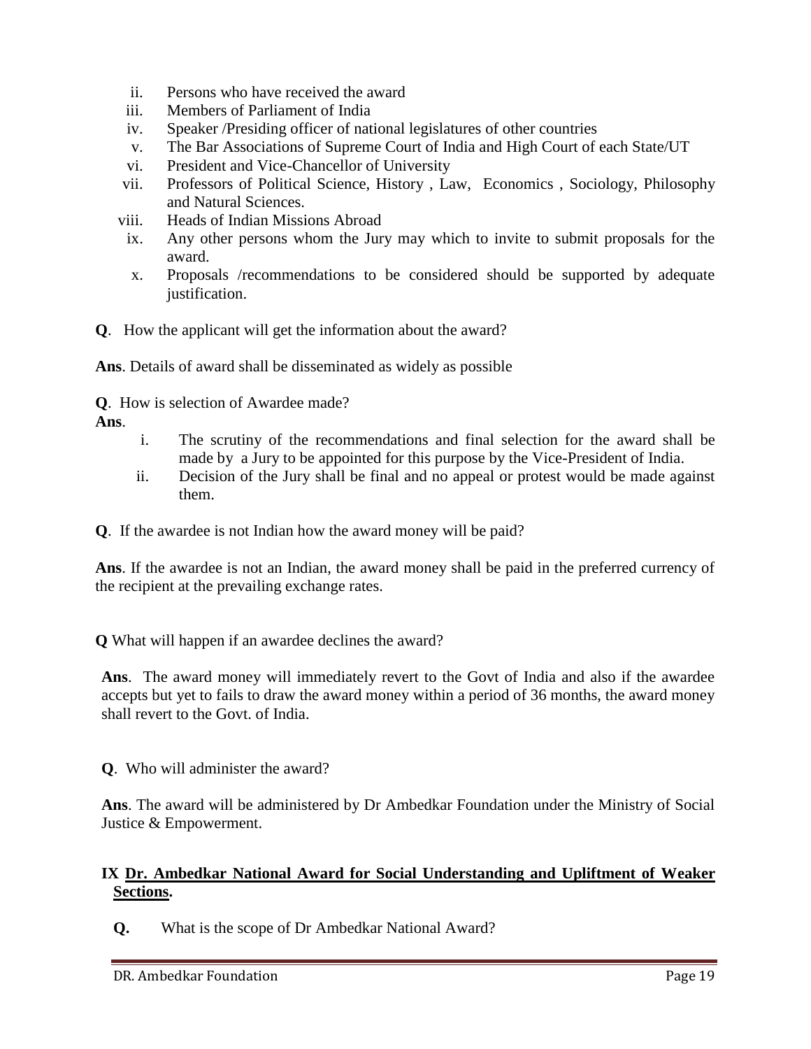ii. Persons who have received the award
iii. Members of Parliament of India
iv. Speaker /Presiding officer of national legislatures of other countries
v. The Bar Associations of Supreme Court of India and High Court of each State/UT
vi. President and Vice-Chancellor of University
vii. Professors of Political Science, History , Law, Economics , Sociology, Philosophy and Natural Sciences.
viii. Heads of Indian Missions Abroad
ix. Any other persons whom the Jury may which to invite to submit proposals for the award.
x. Proposals /recommendations to be considered should be supported by adequate justification.

**Q**. How the applicant will get the information about the award?

**Ans**. Details of award shall be disseminated as widely as possible

**Q**. How is selection of Awardee made?

**Ans**.

i. The scrutiny of the recommendations and final selection for the award shall be made by a Jury to be appointed for this purpose by the Vice-President of India.
ii. Decision of the Jury shall be final and no appeal or protest would be made against them.

**Q**. If the awardee is not Indian how the award money will be paid?

**Ans**. If the awardee is not an Indian, the award money shall be paid in the preferred currency of the recipient at the prevailing exchange rates.

**Q** What will happen if an awardee declines the award?

**Ans**. The award money will immediately revert to the Govt of India and also if the awardee accepts but yet to fails to draw the award money within a period of 36 months, the award money shall revert to the Govt. of India.

**Q**. Who will administer the award?

**Ans**. The award will be administered by Dr Ambedkar Foundation under the Ministry of Social Justice & Empowerment.

## IX <u>Dr. Ambedkar National Award for Social Understanding and Upliftment of Weaker Sections</u>.

**Q.** What is the scope of Dr Ambedkar National Award?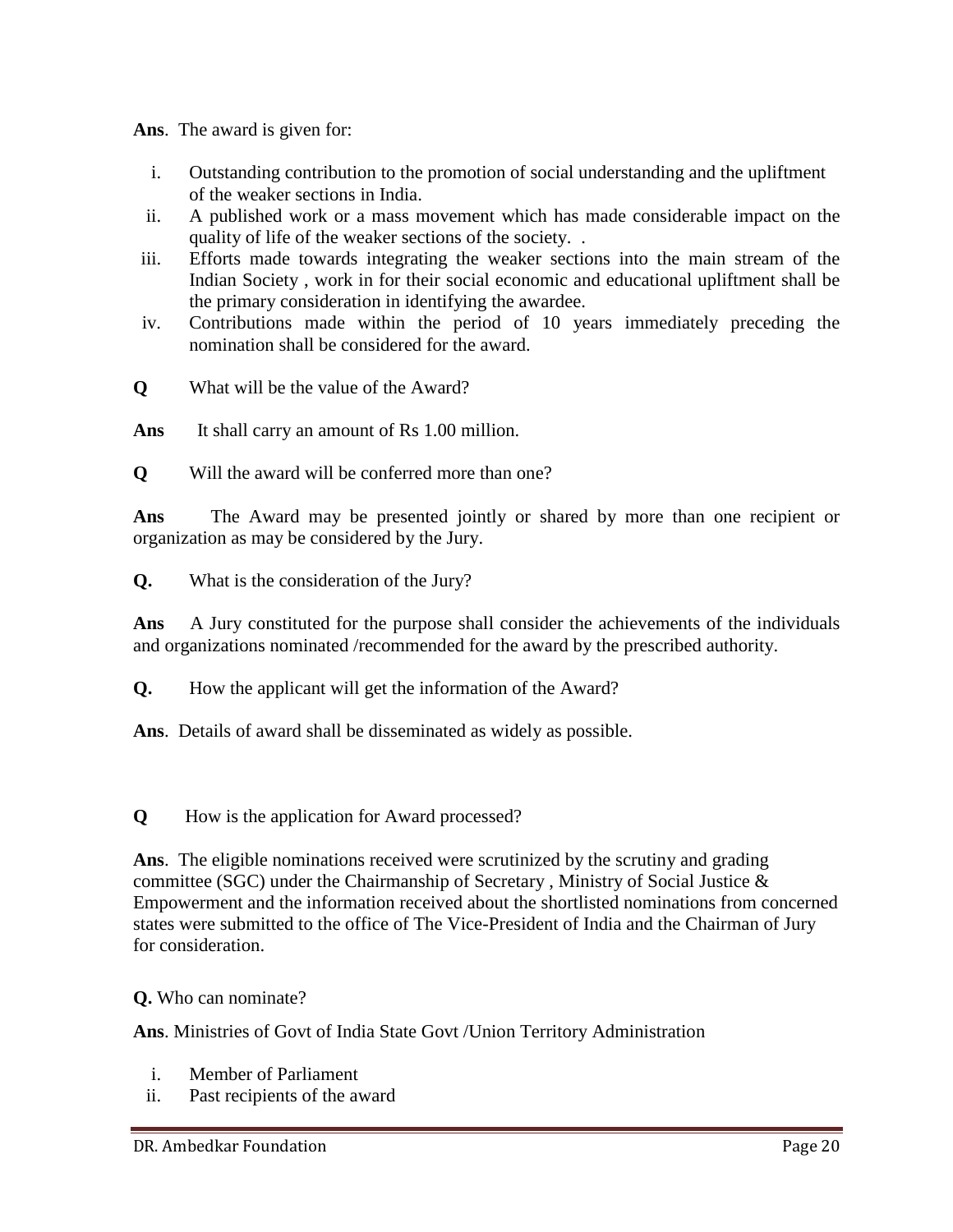**Ans**. The award is given for:

i. Outstanding contribution to the promotion of social understanding and the upliftment of the weaker sections in India.
ii. A published work or a mass movement which has made considerable impact on the quality of life of the weaker sections of the society. .
iii. Efforts made towards integrating the weaker sections into the main stream of the Indian Society , work in for their social economic and educational upliftment shall be the primary consideration in identifying the awardee.
iv. Contributions made within the period of 10 years immediately preceding the nomination shall be considered for the award.

**Q** What will be the value of the Award?

**Ans** It shall carry an amount of Rs 1.00 million.

**Q** Will the award will be conferred more than one?

**Ans** The Award may be presented jointly or shared by more than one recipient or organization as may be considered by the Jury.

**Q.** What is the consideration of the Jury?

**Ans** A Jury constituted for the purpose shall consider the achievements of the individuals and organizations nominated /recommended for the award by the prescribed authority.

**Q.** How the applicant will get the information of the Award?

**Ans**. Details of award shall be disseminated as widely as possible.

**Q** How is the application for Award processed?

**Ans**. The eligible nominations received were scrutinized by the scrutiny and grading committee (SGC) under the Chairmanship of Secretary , Ministry of Social Justice & Empowerment and the information received about the shortlisted nominations from concerned states were submitted to the office of The Vice-President of India and the Chairman of Jury for consideration.

**Q.** Who can nominate?

**Ans**. Ministries of Govt of India State Govt /Union Territory Administration

i. Member of Parliament
ii. Past recipients of the award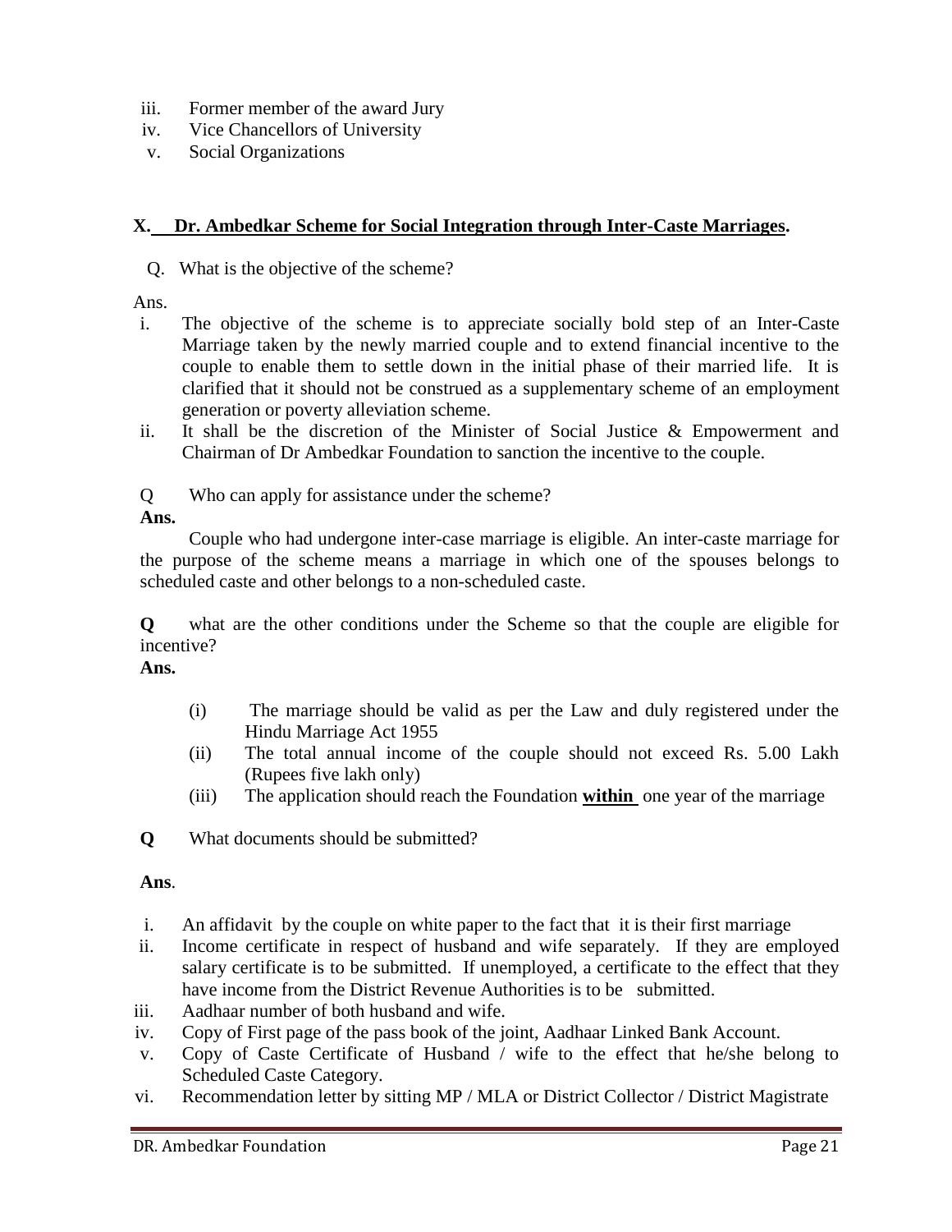iii. Former member of the award Jury
iv. Vice Chancellors of University
v. Social Organizations

## X. Dr. Ambedkar Scheme for Social Integration through Inter-Caste Marriages.

Q. What is the objective of the scheme?

Ans.

i. The objective of the scheme is to appreciate socially bold step of an Inter-Caste Marriage taken by the newly married couple and to extend financial incentive to the couple to enable them to settle down in the initial phase of their married life. It is clarified that it should not be construed as a supplementary scheme of an employment generation or poverty alleviation scheme.
ii. It shall be the discretion of the Minister of Social Justice & Empowerment and Chairman of Dr Ambedkar Foundation to sanction the incentive to the couple.

Q Who can apply for assistance under the scheme?

**Ans.**

Couple who had undergone inter-case marriage is eligible. An inter-caste marriage for the purpose of the scheme means a marriage in which one of the spouses belongs to scheduled caste and other belongs to a non-scheduled caste.

**Q** what are the other conditions under the Scheme so that the couple are eligible for incentive?

**Ans.**

(i) The marriage should be valid as per the Law and duly registered under the Hindu Marriage Act 1955
(ii) The total annual income of the couple should not exceed Rs. 5.00 Lakh (Rupees five lakh only)
(iii) The application should reach the Foundation **within** one year of the marriage

**Q** What documents should be submitted?

**Ans**.

i. An affidavit by the couple on white paper to the fact that it is their first marriage
ii. Income certificate in respect of husband and wife separately. If they are employed salary certificate is to be submitted. If unemployed, a certificate to the effect that they have income from the District Revenue Authorities is to be submitted.
iii. Aadhaar number of both husband and wife.
iv. Copy of First page of the pass book of the joint, Aadhaar Linked Bank Account.
v. Copy of Caste Certificate of Husband / wife to the effect that he/she belong to Scheduled Caste Category.
vi. Recommendation letter by sitting MP / MLA or District Collector / District Magistrate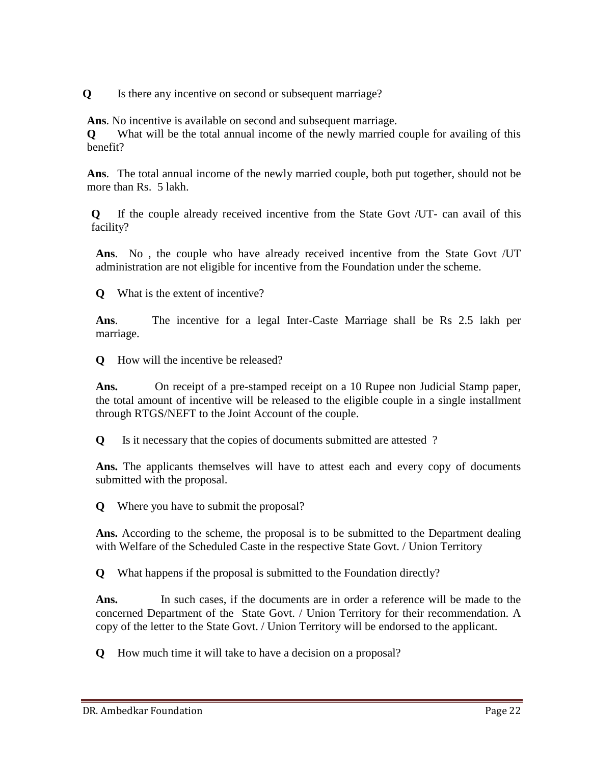**Q** Is there any incentive on second or subsequent marriage?

**Ans**. No incentive is available on second and subsequent marriage.

**Q** What will be the total annual income of the newly married couple for availing of this benefit?

**Ans**. The total annual income of the newly married couple, both put together, should not be more than Rs. 5 lakh.

**Q** If the couple already received incentive from the State Govt /UT- can avail of this facility?

**Ans**. No , the couple who have already received incentive from the State Govt /UT administration are not eligible for incentive from the Foundation under the scheme.

**Q** What is the extent of incentive?

**Ans**. The incentive for a legal Inter-Caste Marriage shall be Rs 2.5 lakh per marriage.

**Q** How will the incentive be released?

**Ans.** On receipt of a pre-stamped receipt on a 10 Rupee non Judicial Stamp paper, the total amount of incentive will be released to the eligible couple in a single installment through RTGS/NEFT to the Joint Account of the couple.

**Q** Is it necessary that the copies of documents submitted are attested ?

**Ans.** The applicants themselves will have to attest each and every copy of documents submitted with the proposal.

**Q** Where you have to submit the proposal?

**Ans.** According to the scheme, the proposal is to be submitted to the Department dealing with Welfare of the Scheduled Caste in the respective State Govt. / Union Territory

**Q** What happens if the proposal is submitted to the Foundation directly?

**Ans.** In such cases, if the documents are in order a reference will be made to the concerned Department of the State Govt. / Union Territory for their recommendation. A copy of the letter to the State Govt. / Union Territory will be endorsed to the applicant.

**Q** How much time it will take to have a decision on a proposal?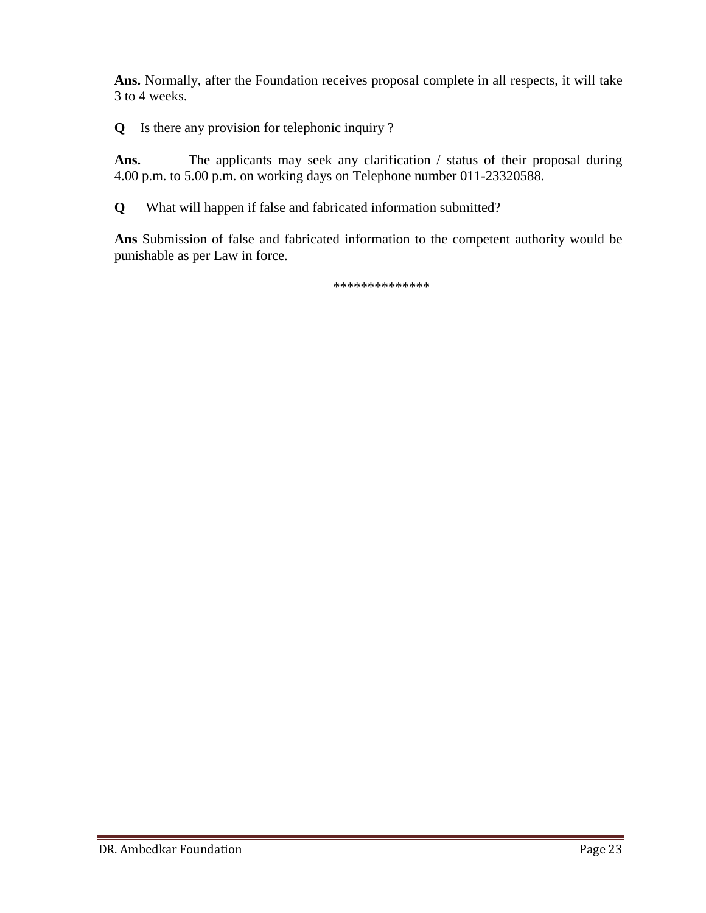**Ans.** Normally, after the Foundation receives proposal complete in all respects, it will take 3 to 4 weeks.

**Q** Is there any provision for telephonic inquiry ?

**Ans.** The applicants may seek any clarification / status of their proposal during 4.00 p.m. to 5.00 p.m. on working days on Telephone number 011-23320588.

**Q** What will happen if false and fabricated information submitted?

**Ans** Submission of false and fabricated information to the competent authority would be punishable as per Law in force.

**************